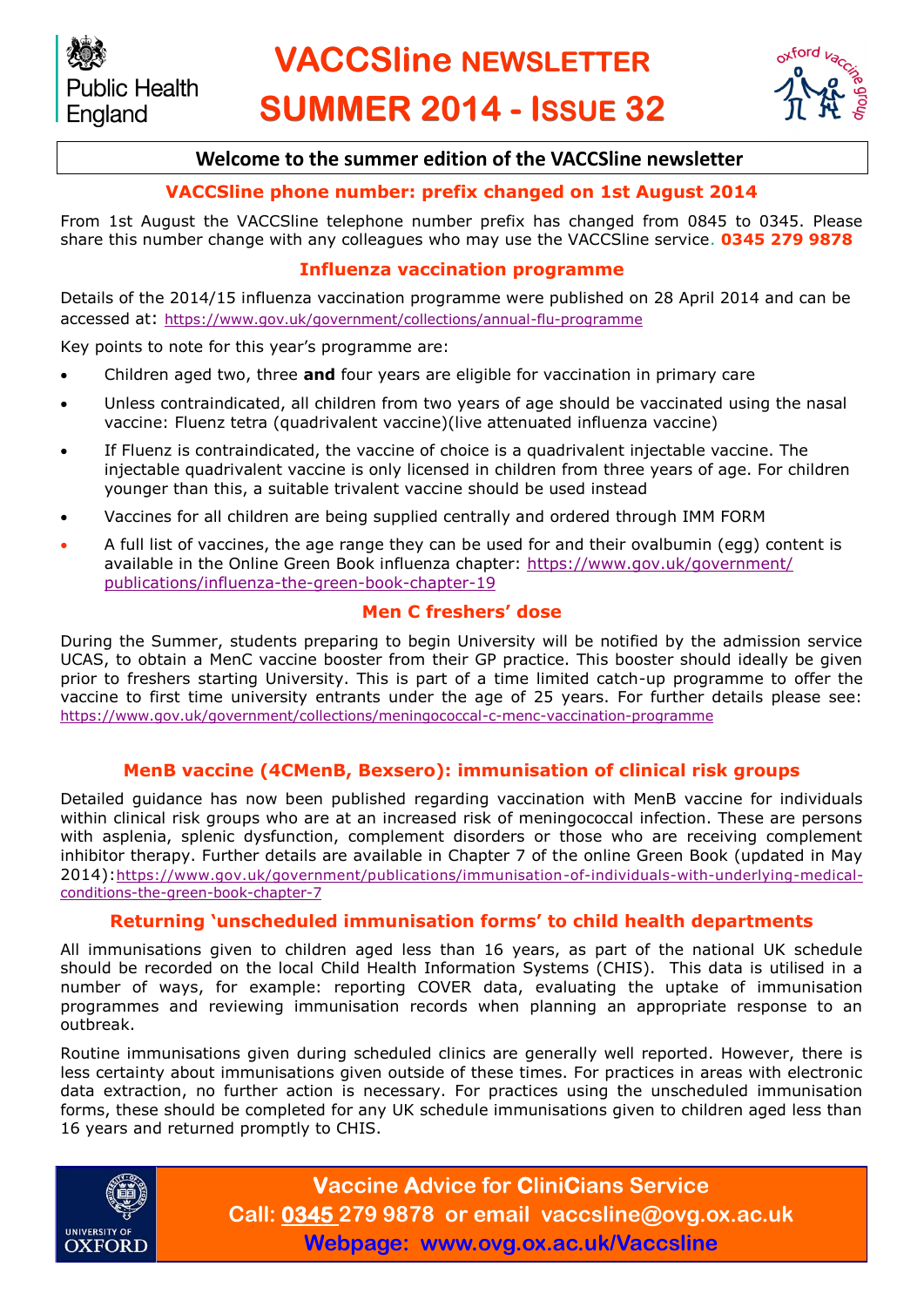Public Health England

# VACCSline NEWSLETTER SUMMER 2014 - ISSUE 32

oxford vaccine group

**Welcome to the summer edition of the VACCSline newsletter**

## VACCSline phone number: prefix changed on 1st August 2014

From 1st August the VACCSline telephone number prefix has changed from 0845 to 0345. Please share this number change with any colleagues who may use the VACCSline service. **0345 279 9878**

## Influenza vaccination programme

Details of the 2014/15 influenza vaccination programme were published on 28 April 2014 and can be accessed at: https://www.gov.uk/government/collections/annual-flu-programme

Key points to note for this year's programme are:

- Children aged two, three **and** four years are eligible for vaccination in primary care
- Unless contraindicated, all children from two years of age should be vaccinated using the nasal vaccine: Fluenz tetra (quadrivalent vaccine)(live attenuated influenza vaccine)
- If Fluenz is contraindicated, the vaccine of choice is a quadrivalent injectable vaccine. The injectable quadrivalent vaccine is only licensed in children from three years of age. For children younger than this, a suitable trivalent vaccine should be used instead
- Vaccines for all children are being supplied centrally and ordered through IMM FORM
- A full list of vaccines, the age range they can be used for and their ovalbumin (egg) content is available in the Online Green Book influenza chapter: https://www.gov.uk/government/publications/influenza-the-green-book-chapter-19

## Men C freshers' dose

During the Summer, students preparing to begin University will be notified by the admission service UCAS, to obtain a MenC vaccine booster from their GP practice. This booster should ideally be given prior to freshers starting University. This is part of a time limited catch-up programme to offer the vaccine to first time university entrants under the age of 25 years. For further details please see: https://www.gov.uk/government/collections/meningococcal-c-menc-vaccination-programme

## MenB vaccine (4CMenB, Bexsero): immunisation of clinical risk groups

Detailed guidance has now been published regarding vaccination with MenB vaccine for individuals within clinical risk groups who are at an increased risk of meningococcal infection. These are persons with asplenia, splenic dysfunction, complement disorders or those who are receiving complement inhibitor therapy. Further details are available in Chapter 7 of the online Green Book (updated in May 2014):https://www.gov.uk/government/publications/immunisation-of-individuals-with-underlying-medical-conditions-the-green-book-chapter-7

## Returning 'unscheduled immunisation forms' to child health departments

All immunisations given to children aged less than 16 years, as part of the national UK schedule should be recorded on the local Child Health Information Systems (CHIS). This data is utilised in a number of ways, for example: reporting COVER data, evaluating the uptake of immunisation programmes and reviewing immunisation records when planning an appropriate response to an outbreak.

Routine immunisations given during scheduled clinics are generally well reported. However, there is less certainty about immunisations given outside of these times. For practices in areas with electronic data extraction, no further action is necessary. For practices using the unscheduled immunisation forms, these should be completed for any UK schedule immunisations given to children aged less than 16 years and returned promptly to CHIS.

UNIVERSITY OF OXFORD

**Vaccine Advice for CliniCians Service**
**Call: 0345 279 9878 or email vaccsline@ovg.ox.ac.uk**
**Webpage: www.ovg.ox.ac.uk/Vaccsline**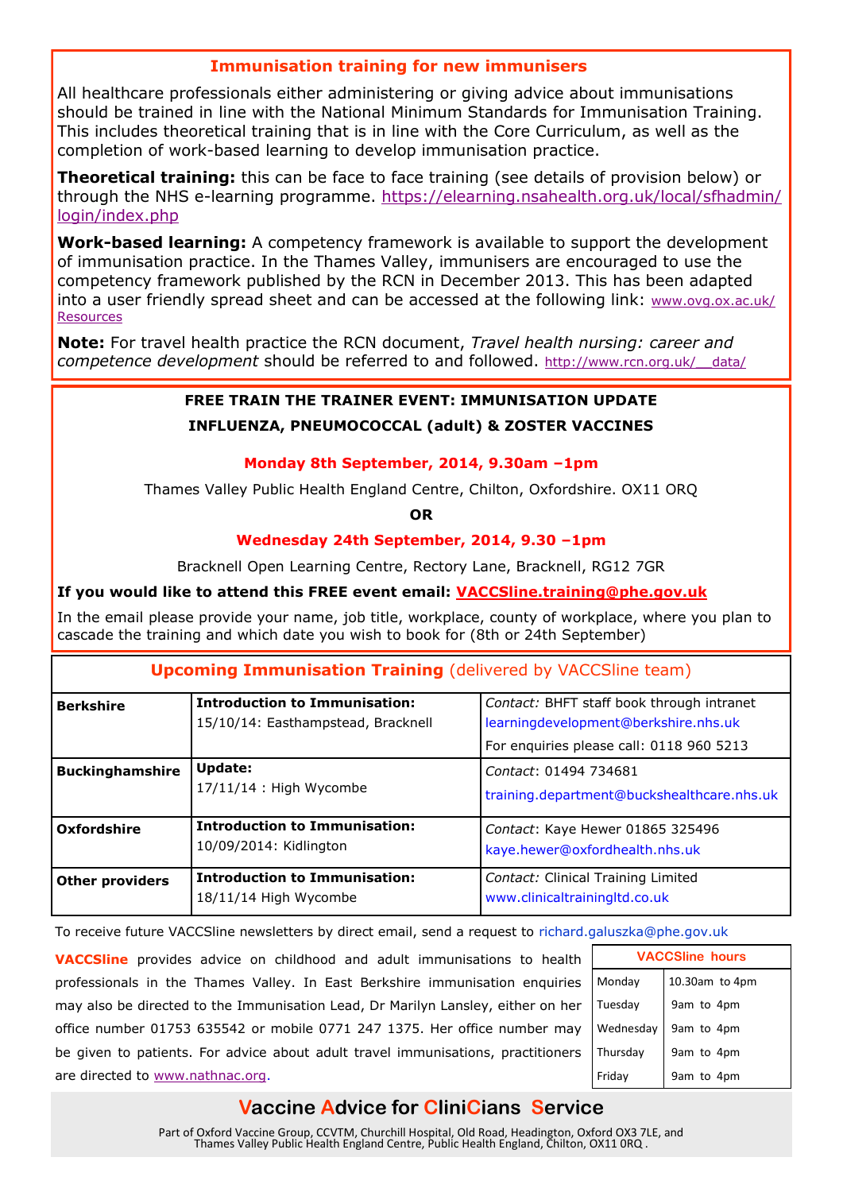## Immunisation training for new immunisers

All healthcare professionals either administering or giving advice about immunisations should be trained in line with the National Minimum Standards for Immunisation Training. This includes theoretical training that is in line with the Core Curriculum, as well as the completion of work-based learning to develop immunisation practice.

**Theoretical training:** this can be face to face training (see details of provision below) or through the NHS e-learning programme. https://elearning.nsahealth.org.uk/local/sfhadmin/login/index.php

**Work-based learning:** A competency framework is available to support the development of immunisation practice. In the Thames Valley, immunisers are encouraged to use the competency framework published by the RCN in December 2013. This has been adapted into a user friendly spread sheet and can be accessed at the following link: www.ovg.ox.ac.uk/Resources

**Note:** For travel health practice the RCN document, *Travel health nursing: career and competence development* should be referred to and followed. http://www.rcn.org.uk/__data/

## FREE TRAIN THE TRAINER EVENT: IMMUNISATION UPDATE

## INFLUENZA, PNEUMOCOCCAL (adult) & ZOSTER VACCINES

**Monday 8th September, 2014, 9.30am –1pm**

Thames Valley Public Health England Centre, Chilton, Oxfordshire. OX11 ORQ

**OR**

**Wednesday 24th September, 2014, 9.30 –1pm**

Bracknell Open Learning Centre, Rectory Lane, Bracknell, RG12 7GR

**If you would like to attend this FREE event email: VACCSline.training@phe.gov.uk**

In the email please provide your name, job title, workplace, county of workplace, where you plan to cascade the training and which date you wish to book for (8th or 24th September)

## Upcoming Immunisation Training (delivered by VACCSline team)

| | | |
|---|---|---|
| **Berkshire** | **Introduction to Immunisation:** 15/10/14: Easthampstead, Bracknell | *Contact:* BHFT staff book through intranet learningdevelopment@berkshire.nhs.uk For enquiries please call: 0118 960 5213 |
| **Buckinghamshire** | **Update:** 17/11/14 : High Wycombe | *Contact*: 01494 734681 training.department@buckshealthcare.nhs.uk |
| **Oxfordshire** | **Introduction to Immunisation:** 10/09/2014: Kidlington | *Contact*: Kaye Hewer 01865 325496 kaye.hewer@oxfordhealth.nhs.uk |
| **Other providers** | **Introduction to Immunisation:** 18/11/14 High Wycombe | *Contact:* Clinical Training Limited www.clinicaltrainingltd.co.uk |

To receive future VACCSline newsletters by direct email, send a request to richard.galuszka@phe.gov.uk

**VACCSline** provides advice on childhood and adult immunisations to health professionals in the Thames Valley. In East Berkshire immunisation enquiries may also be directed to the Immunisation Lead, Dr Marilyn Lansley, either on her office number 01753 635542 or mobile 0771 247 1375. Her office number may be given to patients. For advice about adult travel immunisations, practitioners are directed to www.nathnac.org.

| VACCSline hours | |
|---|---|
| Monday | 10.30am to 4pm |
| Tuesday | 9am to 4pm |
| Wednesday | 9am to 4pm |
| Thursday | 9am to 4pm |
| Friday | 9am to 4pm |

**Vaccine Advice for CliniCians Service**

Part of Oxford Vaccine Group, CCVTM, Churchill Hospital, Old Road, Headington, Oxford OX3 7LE, and Thames Valley Public Health England Centre, Public Health England, Chilton, OX11 0RQ .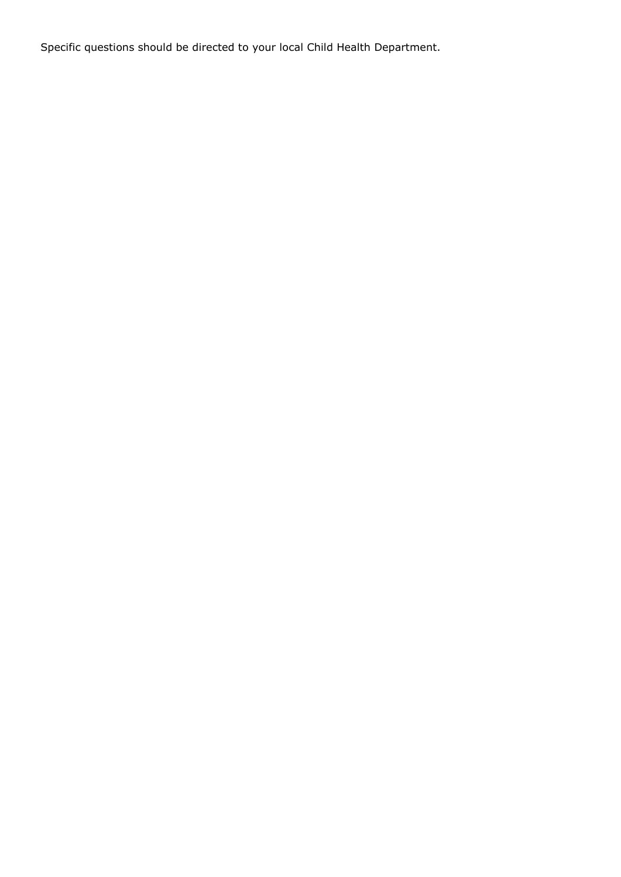Specific questions should be directed to your local Child Health Department.